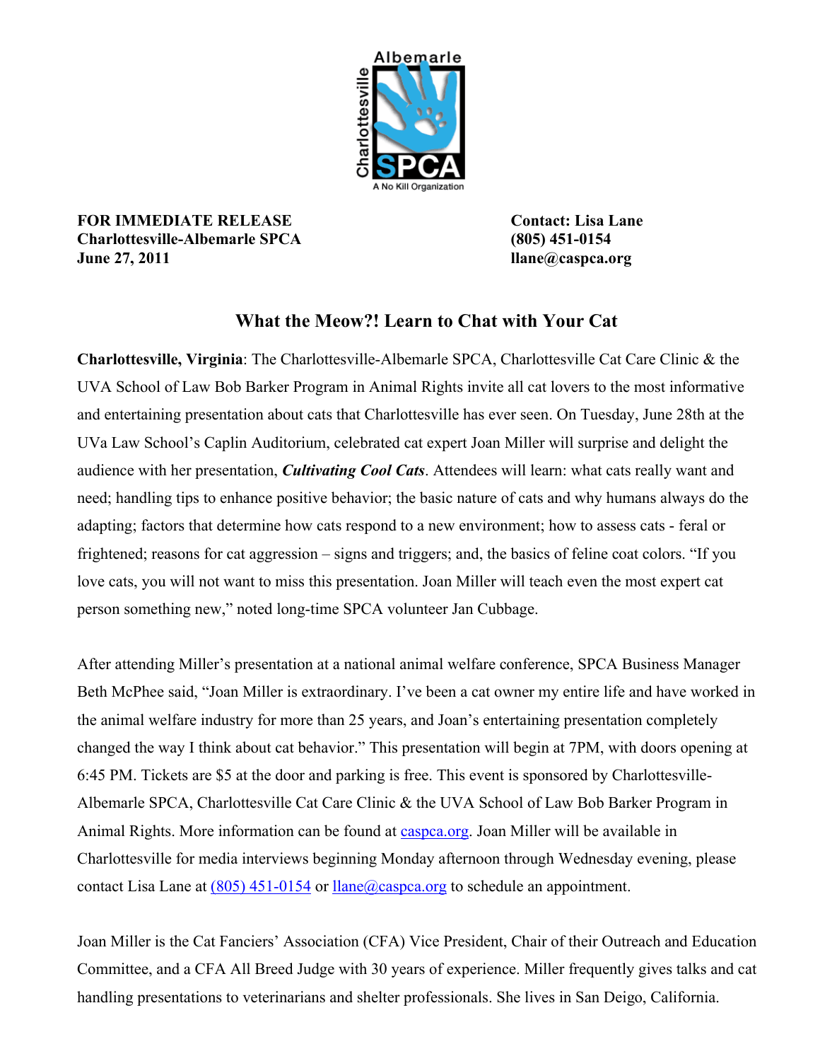**FOR IMMEDIATE RELEASE**
**Charlottesville-Albemarle SPCA**
**June 27, 2011**

**Contact: Lisa Lane**
**(805) 451-0154**
**llane@caspca.org**

## What the Meow?! Learn to Chat with Your Cat

**Charlottesville, Virginia**: The Charlottesville-Albemarle SPCA, Charlottesville Cat Care Clinic & the UVA School of Law Bob Barker Program in Animal Rights invite all cat lovers to the most informative and entertaining presentation about cats that Charlottesville has ever seen. On Tuesday, June 28th at the UVa Law School's Caplin Auditorium, celebrated cat expert Joan Miller will surprise and delight the audience with her presentation, ***Cultivating Cool Cats***. Attendees will learn: what cats really want and need; handling tips to enhance positive behavior; the basic nature of cats and why humans always do the adapting; factors that determine how cats respond to a new environment; how to assess cats - feral or frightened; reasons for cat aggression – signs and triggers; and, the basics of feline coat colors. "If you love cats, you will not want to miss this presentation. Joan Miller will teach even the most expert cat person something new," noted long-time SPCA volunteer Jan Cubbage.

After attending Miller's presentation at a national animal welfare conference, SPCA Business Manager Beth McPhee said, "Joan Miller is extraordinary. I've been a cat owner my entire life and have worked in the animal welfare industry for more than 25 years, and Joan's entertaining presentation completely changed the way I think about cat behavior." This presentation will begin at 7PM, with doors opening at 6:45 PM. Tickets are $5 at the door and parking is free. This event is sponsored by Charlottesville-Albemarle SPCA, Charlottesville Cat Care Clinic & the UVA School of Law Bob Barker Program in Animal Rights. More information can be found at caspca.org. Joan Miller will be available in Charlottesville for media interviews beginning Monday afternoon through Wednesday evening, please contact Lisa Lane at (805) 451-0154 or llane@caspca.org to schedule an appointment.

Joan Miller is the Cat Fanciers' Association (CFA) Vice President, Chair of their Outreach and Education Committee, and a CFA All Breed Judge with 30 years of experience. Miller frequently gives talks and cat handling presentations to veterinarians and shelter professionals. She lives in San Deigo, California.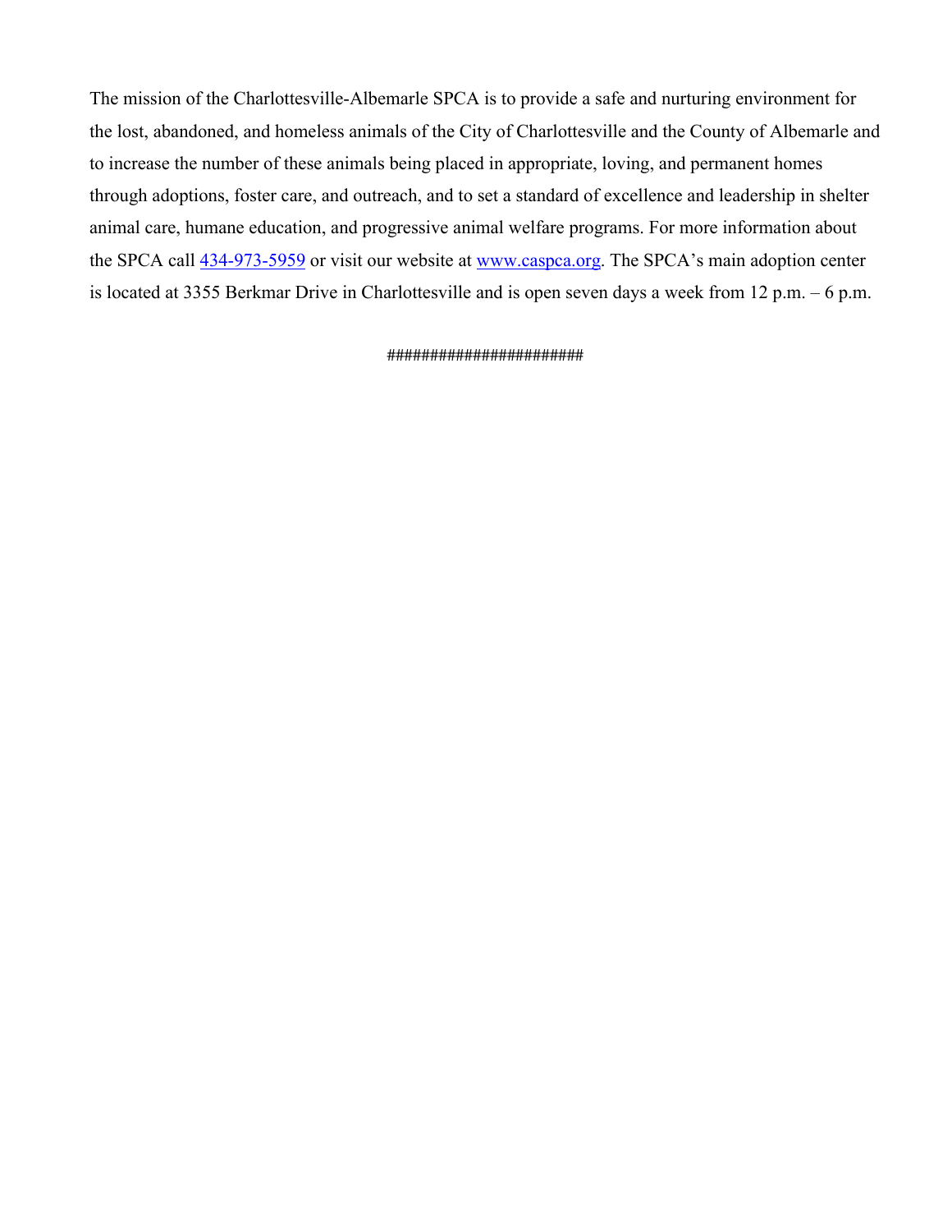The mission of the Charlottesville-Albemarle SPCA is to provide a safe and nurturing environment for the lost, abandoned, and homeless animals of the City of Charlottesville and the County of Albemarle and to increase the number of these animals being placed in appropriate, loving, and permanent homes through adoptions, foster care, and outreach, and to set a standard of excellence and leadership in shelter animal care, humane education, and progressive animal welfare programs. For more information about the SPCA call 434-973-5959 or visit our website at www.caspca.org. The SPCA's main adoption center is located at 3355 Berkmar Drive in Charlottesville and is open seven days a week from 12 p.m. – 6 p.m.

######################